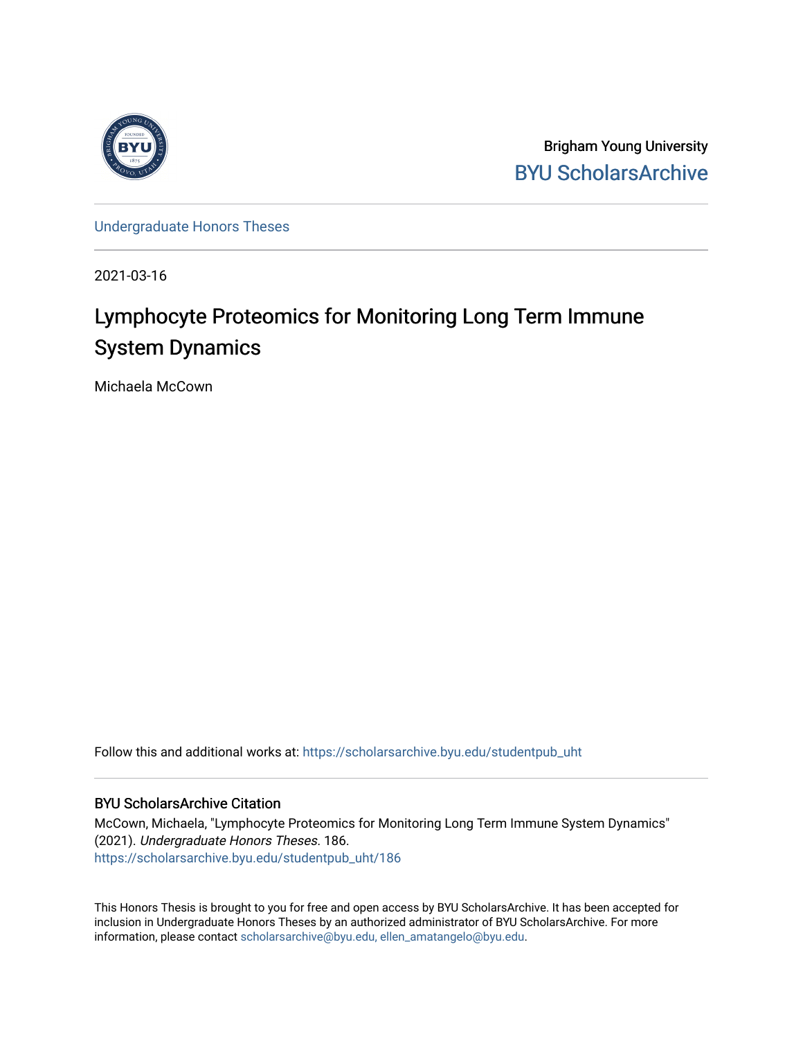Brigham Young University

BYU ScholarsArchive

Undergraduate Honors Theses

2021-03-16

# Lymphocyte Proteomics for Monitoring Long Term Immune System Dynamics

Michaela McCown

Follow this and additional works at: https://scholarsarchive.byu.edu/studentpub_uht

## BYU ScholarsArchive Citation

McCown, Michaela, "Lymphocyte Proteomics for Monitoring Long Term Immune System Dynamics" (2021). *Undergraduate Honors Theses*. 186.
https://scholarsarchive.byu.edu/studentpub_uht/186

This Honors Thesis is brought to you for free and open access by BYU ScholarsArchive. It has been accepted for inclusion in Undergraduate Honors Theses by an authorized administrator of BYU ScholarsArchive. For more information, please contact scholarsarchive@byu.edu, ellen_amatangelo@byu.edu.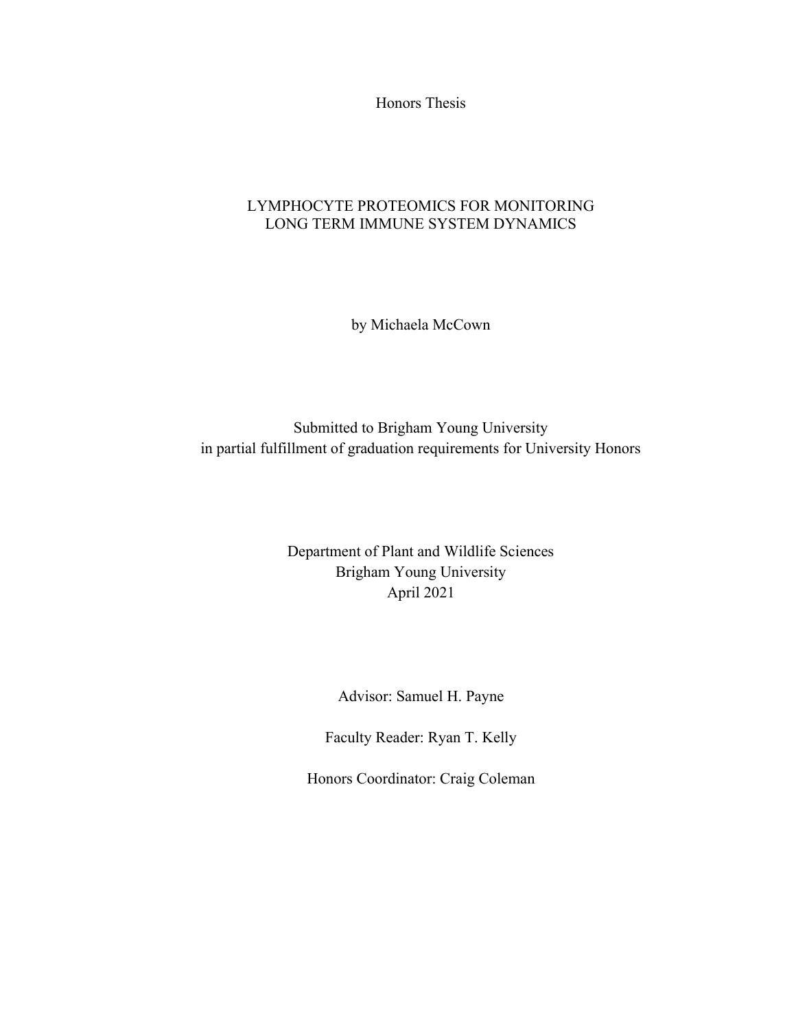Honors Thesis

# LYMPHOCYTE PROTEOMICS FOR MONITORING LONG TERM IMMUNE SYSTEM DYNAMICS

by Michaela McCown

Submitted to Brigham Young University
in partial fulfillment of graduation requirements for University Honors

Department of Plant and Wildlife Sciences
Brigham Young University
April 2021

Advisor: Samuel H. Payne

Faculty Reader: Ryan T. Kelly

Honors Coordinator: Craig Coleman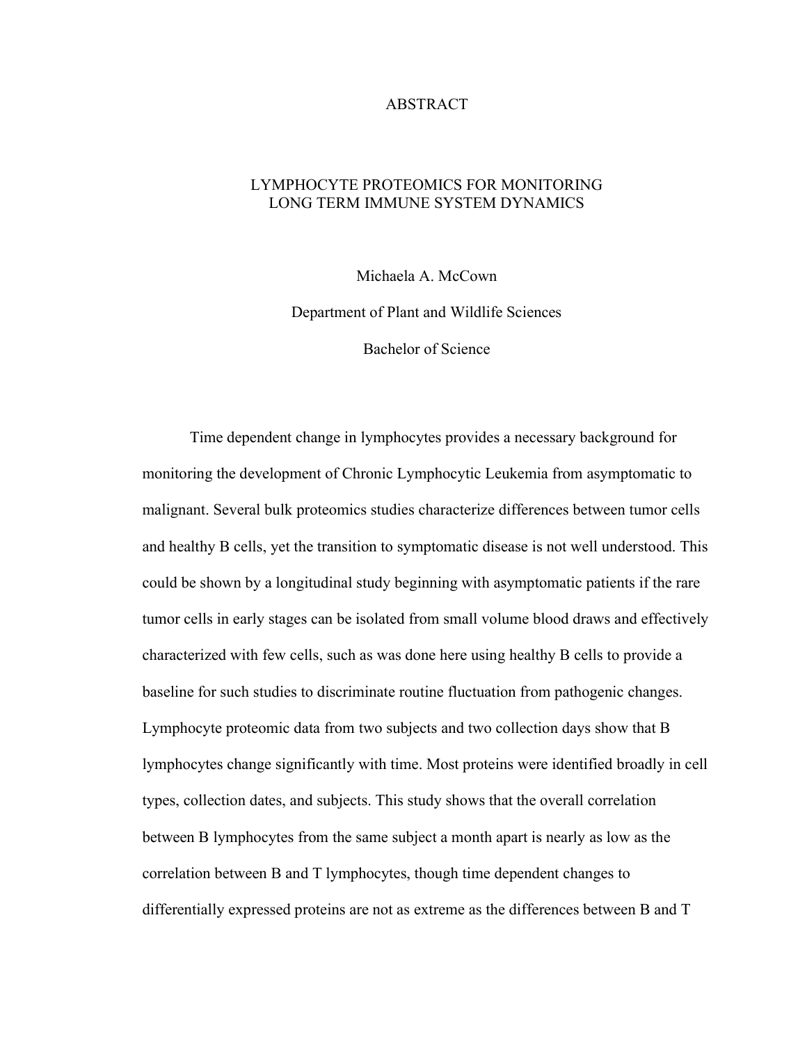# ABSTRACT

## LYMPHOCYTE PROTEOMICS FOR MONITORING LONG TERM IMMUNE SYSTEM DYNAMICS

Michaela A. McCown

Department of Plant and Wildlife Sciences

Bachelor of Science

Time dependent change in lymphocytes provides a necessary background for monitoring the development of Chronic Lymphocytic Leukemia from asymptomatic to malignant. Several bulk proteomics studies characterize differences between tumor cells and healthy B cells, yet the transition to symptomatic disease is not well understood. This could be shown by a longitudinal study beginning with asymptomatic patients if the rare tumor cells in early stages can be isolated from small volume blood draws and effectively characterized with few cells, such as was done here using healthy B cells to provide a baseline for such studies to discriminate routine fluctuation from pathogenic changes. Lymphocyte proteomic data from two subjects and two collection days show that B lymphocytes change significantly with time. Most proteins were identified broadly in cell types, collection dates, and subjects. This study shows that the overall correlation between B lymphocytes from the same subject a month apart is nearly as low as the correlation between B and T lymphocytes, though time dependent changes to differentially expressed proteins are not as extreme as the differences between B and T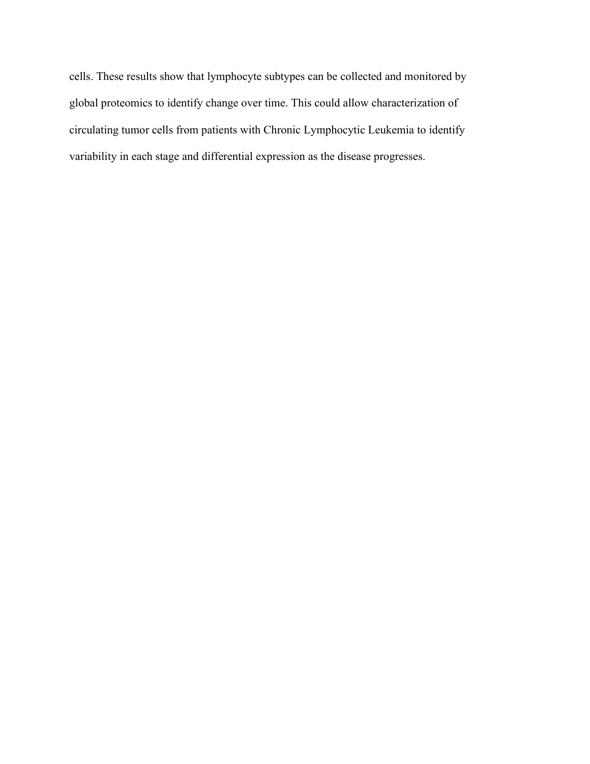cells. These results show that lymphocyte subtypes can be collected and monitored by global proteomics to identify change over time. This could allow characterization of circulating tumor cells from patients with Chronic Lymphocytic Leukemia to identify variability in each stage and differential expression as the disease progresses.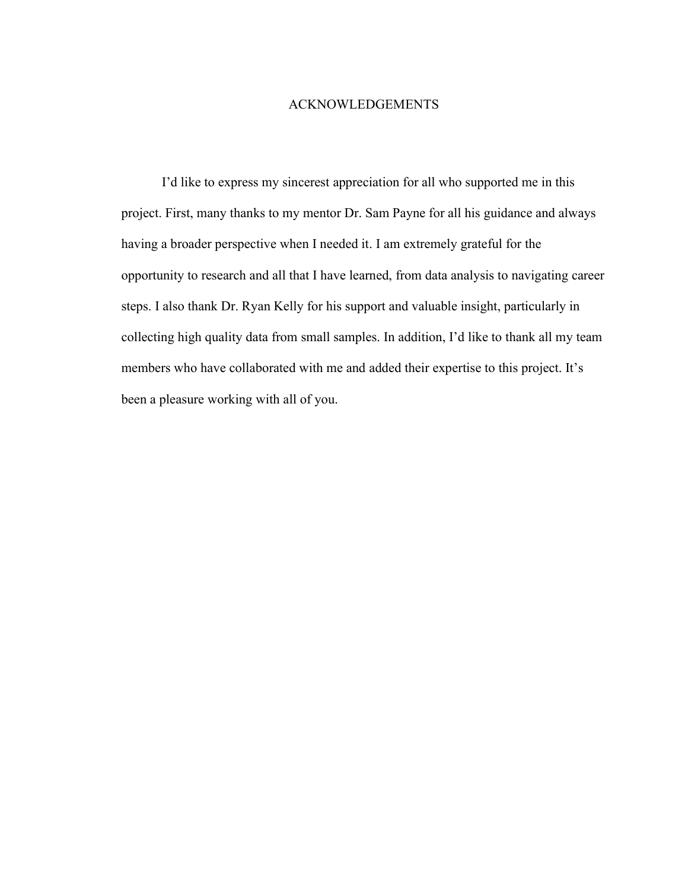# ACKNOWLEDGEMENTS

I'd like to express my sincerest appreciation for all who supported me in this project. First, many thanks to my mentor Dr. Sam Payne for all his guidance and always having a broader perspective when I needed it. I am extremely grateful for the opportunity to research and all that I have learned, from data analysis to navigating career steps. I also thank Dr. Ryan Kelly for his support and valuable insight, particularly in collecting high quality data from small samples. In addition, I'd like to thank all my team members who have collaborated with me and added their expertise to this project. It's been a pleasure working with all of you.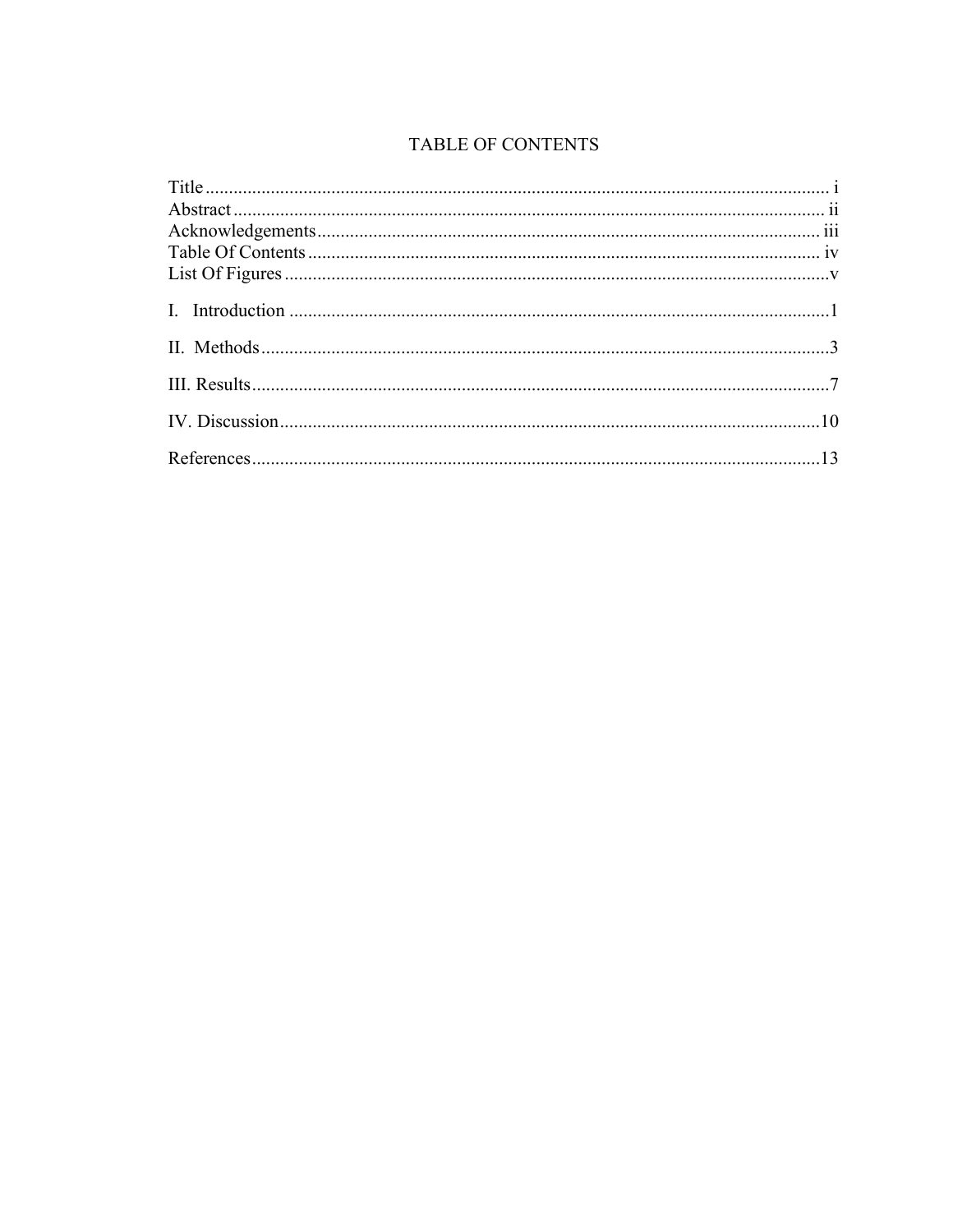# TABLE OF CONTENTS

Title ..................................................................................................................... i
Abstract ............................................................................................................... ii
Acknowledgements ........................................................................................... iii
Table Of Contents ............................................................................................. iv
List Of Figures .................................................................................................... v

I. Introduction ...................................................................................................... 1

II. Methods ........................................................................................................... 3

III. Results ............................................................................................................ 7

IV. Discussion ..................................................................................................... 10

References ........................................................................................................... 13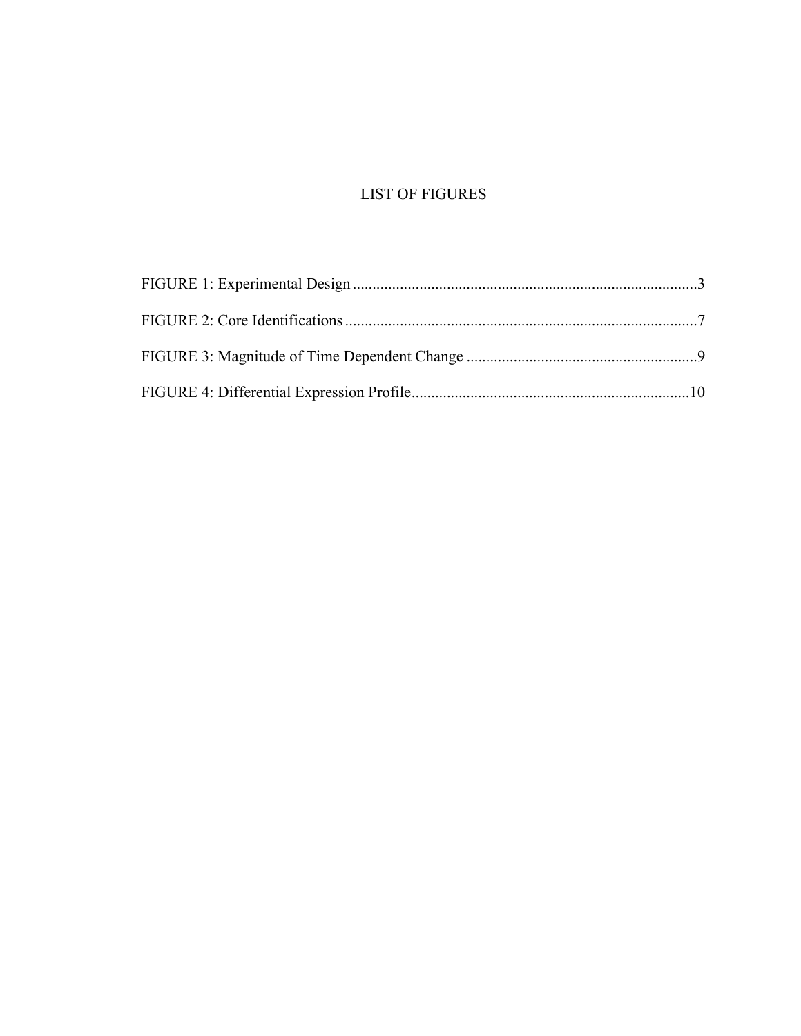# LIST OF FIGURES

FIGURE 1: Experimental Design ........................................................................................3

FIGURE 2: Core Identifications ..........................................................................................7

FIGURE 3: Magnitude of Time Dependent Change ...........................................................9

FIGURE 4: Differential Expression Profile.......................................................................10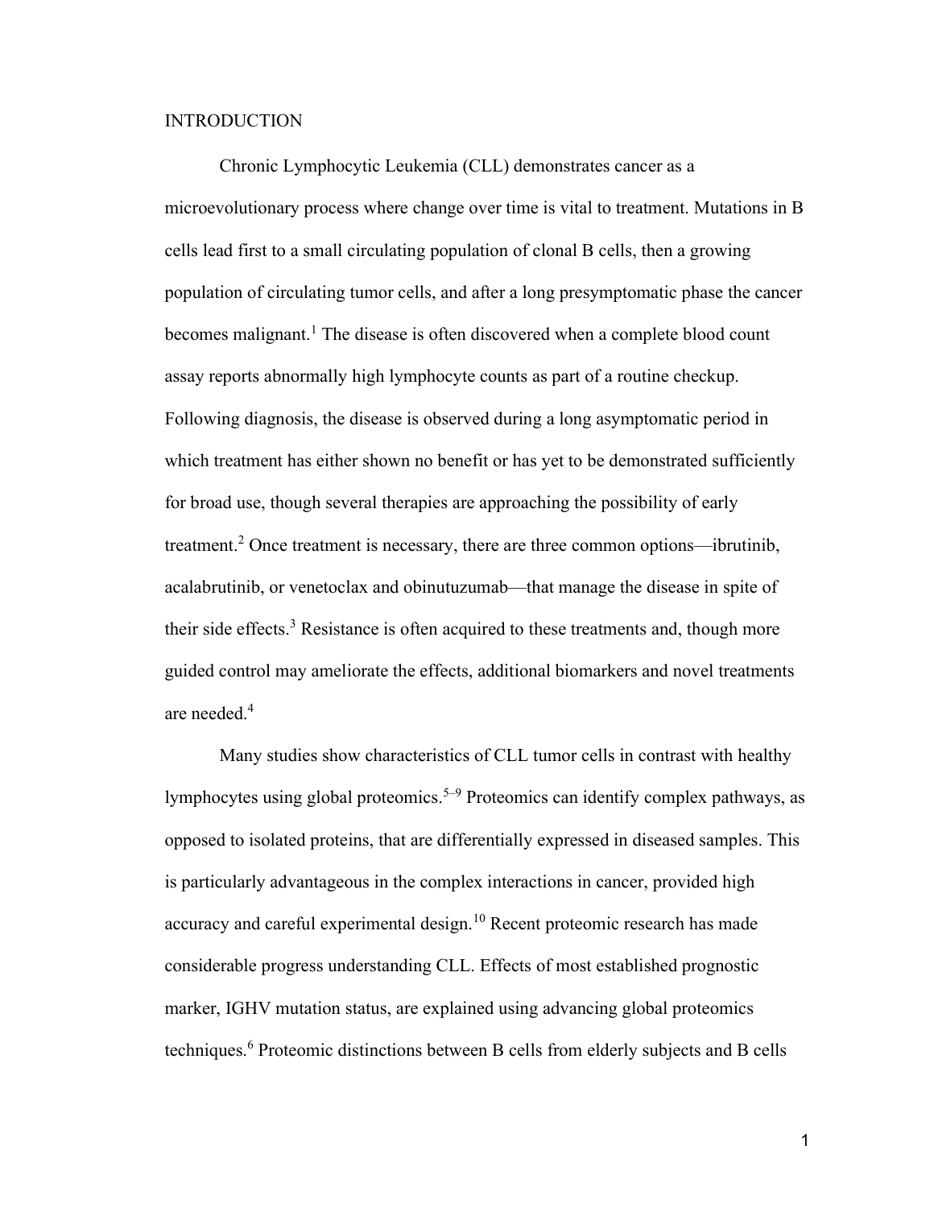# INTRODUCTION

Chronic Lymphocytic Leukemia (CLL) demonstrates cancer as a microevolutionary process where change over time is vital to treatment. Mutations in B cells lead first to a small circulating population of clonal B cells, then a growing population of circulating tumor cells, and after a long presymptomatic phase the cancer becomes malignant.[1] The disease is often discovered when a complete blood count assay reports abnormally high lymphocyte counts as part of a routine checkup. Following diagnosis, the disease is observed during a long asymptomatic period in which treatment has either shown no benefit or has yet to be demonstrated sufficiently for broad use, though several therapies are approaching the possibility of early treatment.[2] Once treatment is necessary, there are three common options—ibrutinib, acalabrutinib, or venetoclax and obinutuzumab—that manage the disease in spite of their side effects.[3] Resistance is often acquired to these treatments and, though more guided control may ameliorate the effects, additional biomarkers and novel treatments are needed.[4]

Many studies show characteristics of CLL tumor cells in contrast with healthy lymphocytes using global proteomics.[5–9] Proteomics can identify complex pathways, as opposed to isolated proteins, that are differentially expressed in diseased samples. This is particularly advantageous in the complex interactions in cancer, provided high accuracy and careful experimental design.[10] Recent proteomic research has made considerable progress understanding CLL. Effects of most established prognostic marker, IGHV mutation status, are explained using advancing global proteomics techniques.[6] Proteomic distinctions between B cells from elderly subjects and B cells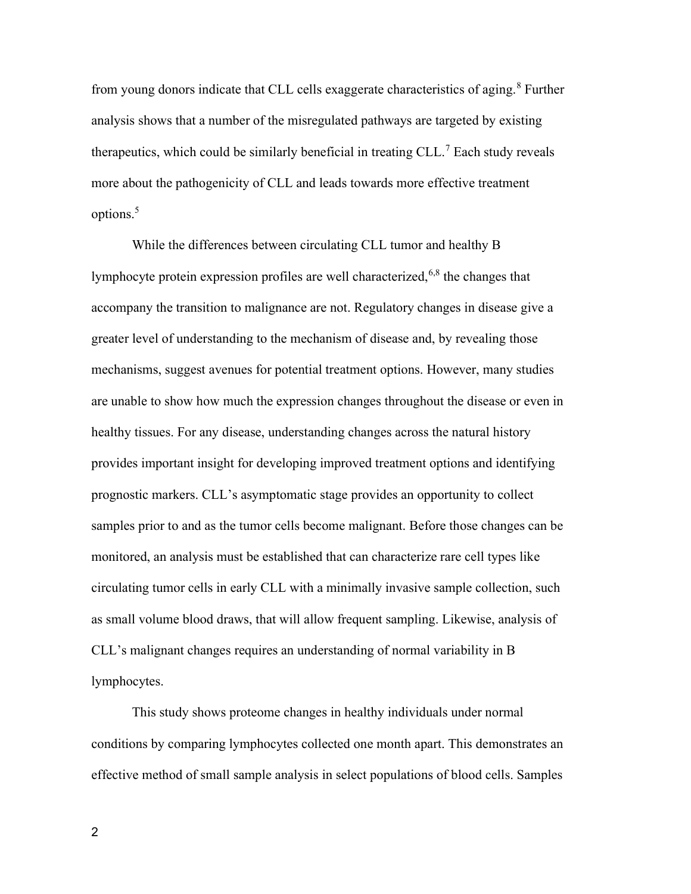from young donors indicate that CLL cells exaggerate characteristics of aging.[8] Further analysis shows that a number of the misregulated pathways are targeted by existing therapeutics, which could be similarly beneficial in treating CLL.[7] Each study reveals more about the pathogenicity of CLL and leads towards more effective treatment options.[5]

While the differences between circulating CLL tumor and healthy B lymphocyte protein expression profiles are well characterized,[6,8] the changes that accompany the transition to malignance are not. Regulatory changes in disease give a greater level of understanding to the mechanism of disease and, by revealing those mechanisms, suggest avenues for potential treatment options. However, many studies are unable to show how much the expression changes throughout the disease or even in healthy tissues. For any disease, understanding changes across the natural history provides important insight for developing improved treatment options and identifying prognostic markers. CLL's asymptomatic stage provides an opportunity to collect samples prior to and as the tumor cells become malignant. Before those changes can be monitored, an analysis must be established that can characterize rare cell types like circulating tumor cells in early CLL with a minimally invasive sample collection, such as small volume blood draws, that will allow frequent sampling. Likewise, analysis of CLL's malignant changes requires an understanding of normal variability in B lymphocytes.

This study shows proteome changes in healthy individuals under normal conditions by comparing lymphocytes collected one month apart. This demonstrates an effective method of small sample analysis in select populations of blood cells. Samples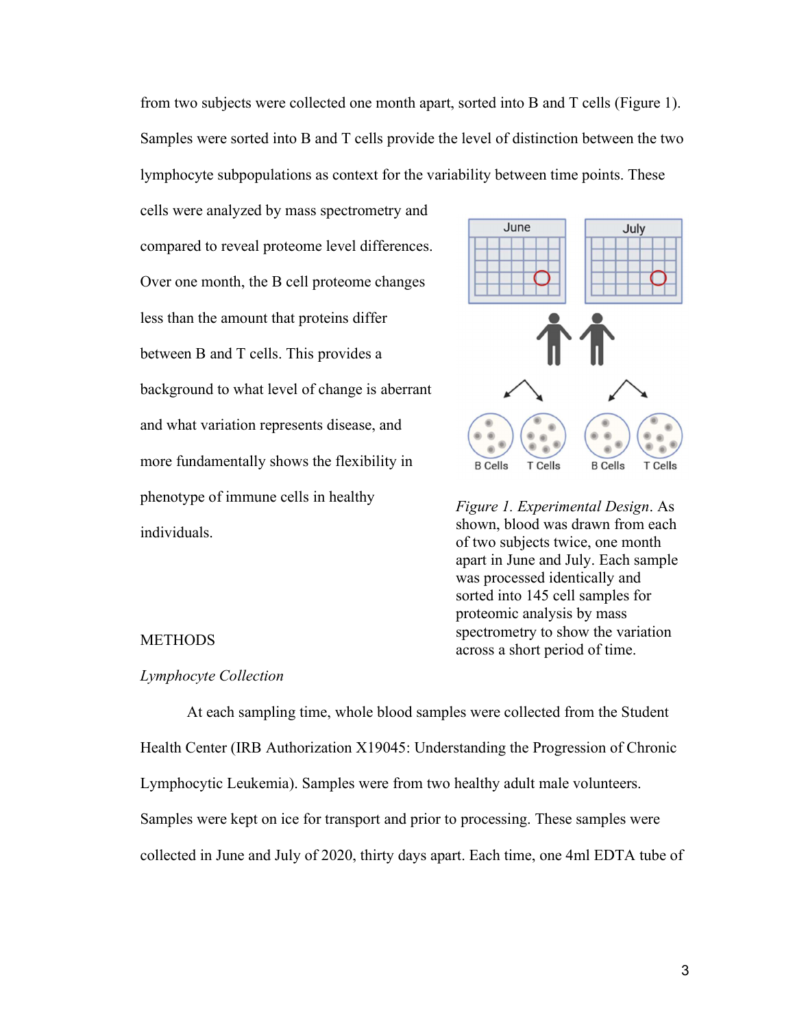from two subjects were collected one month apart, sorted into B and T cells (Figure 1). Samples were sorted into B and T cells provide the level of distinction between the two lymphocyte subpopulations as context for the variability between time points. These cells were analyzed by mass spectrometry and compared to reveal proteome level differences. Over one month, the B cell proteome changes less than the amount that proteins differ between B and T cells. This provides a background to what level of change is aberrant and what variation represents disease, and more fundamentally shows the flexibility in phenotype of immune cells in healthy individuals.

*Figure 1. Experimental Design*. As shown, blood was drawn from each of two subjects twice, one month apart in June and July. Each sample was processed identically and sorted into 145 cell samples for proteomic analysis by mass spectrometry to show the variation across a short period of time.

## METHODS

### *Lymphocyte Collection*

At each sampling time, whole blood samples were collected from the Student Health Center (IRB Authorization X19045: Understanding the Progression of Chronic Lymphocytic Leukemia). Samples were from two healthy adult male volunteers. Samples were kept on ice for transport and prior to processing. These samples were collected in June and July of 2020, thirty days apart. Each time, one 4ml EDTA tube of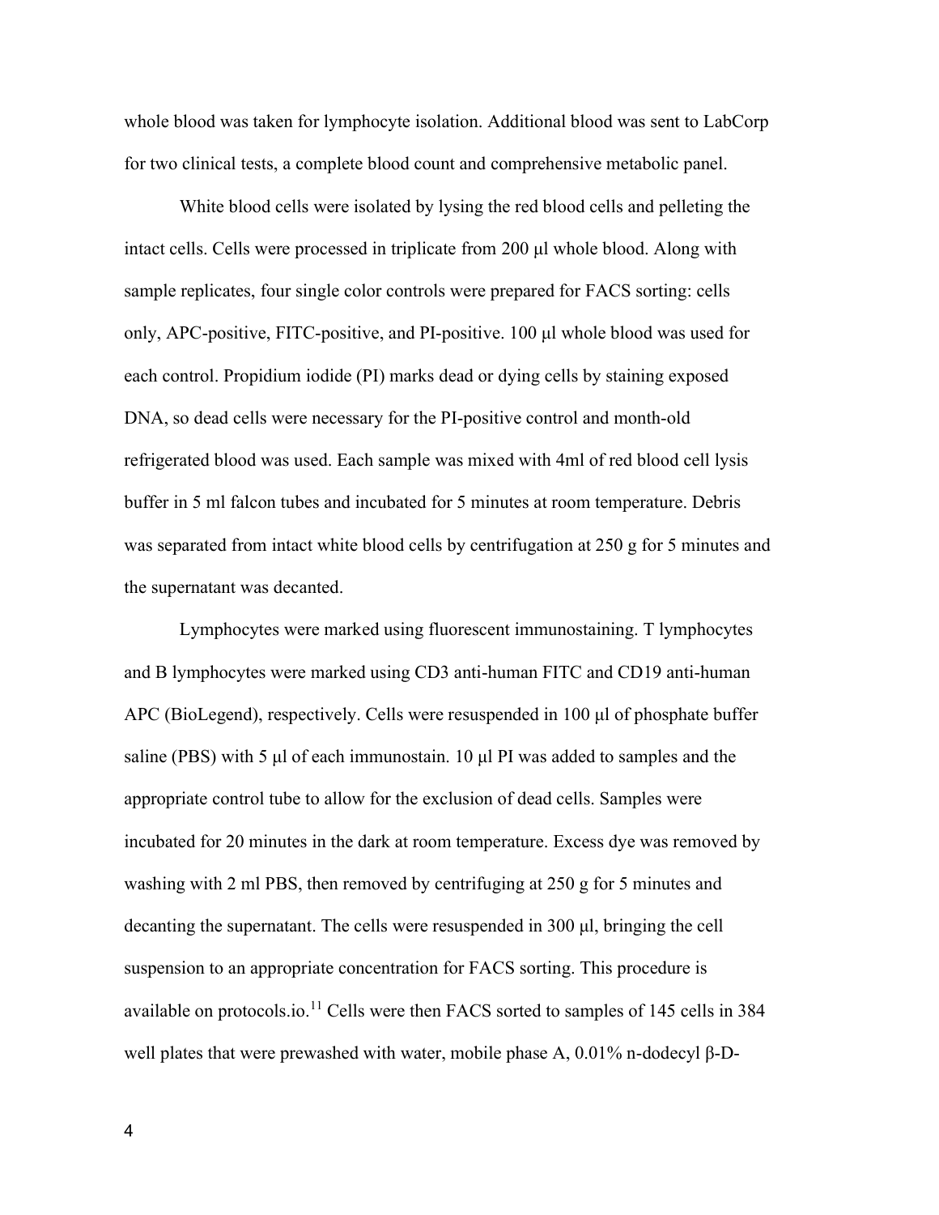whole blood was taken for lymphocyte isolation. Additional blood was sent to LabCorp for two clinical tests, a complete blood count and comprehensive metabolic panel.

White blood cells were isolated by lysing the red blood cells and pelleting the intact cells. Cells were processed in triplicate from 200 µl whole blood. Along with sample replicates, four single color controls were prepared for FACS sorting: cells only, APC-positive, FITC-positive, and PI-positive. 100 µl whole blood was used for each control. Propidium iodide (PI) marks dead or dying cells by staining exposed DNA, so dead cells were necessary for the PI-positive control and month-old refrigerated blood was used. Each sample was mixed with 4ml of red blood cell lysis buffer in 5 ml falcon tubes and incubated for 5 minutes at room temperature. Debris was separated from intact white blood cells by centrifugation at 250 g for 5 minutes and the supernatant was decanted.

Lymphocytes were marked using fluorescent immunostaining. T lymphocytes and B lymphocytes were marked using CD3 anti-human FITC and CD19 anti-human APC (BioLegend), respectively. Cells were resuspended in 100 µl of phosphate buffer saline (PBS) with 5 µl of each immunostain. 10 µl PI was added to samples and the appropriate control tube to allow for the exclusion of dead cells. Samples were incubated for 20 minutes in the dark at room temperature. Excess dye was removed by washing with 2 ml PBS, then removed by centrifuging at 250 g for 5 minutes and decanting the supernatant. The cells were resuspended in 300 µl, bringing the cell suspension to an appropriate concentration for FACS sorting. This procedure is available on protocols.io.[11] Cells were then FACS sorted to samples of 145 cells in 384 well plates that were prewashed with water, mobile phase A, 0.01% n-dodecyl β-D-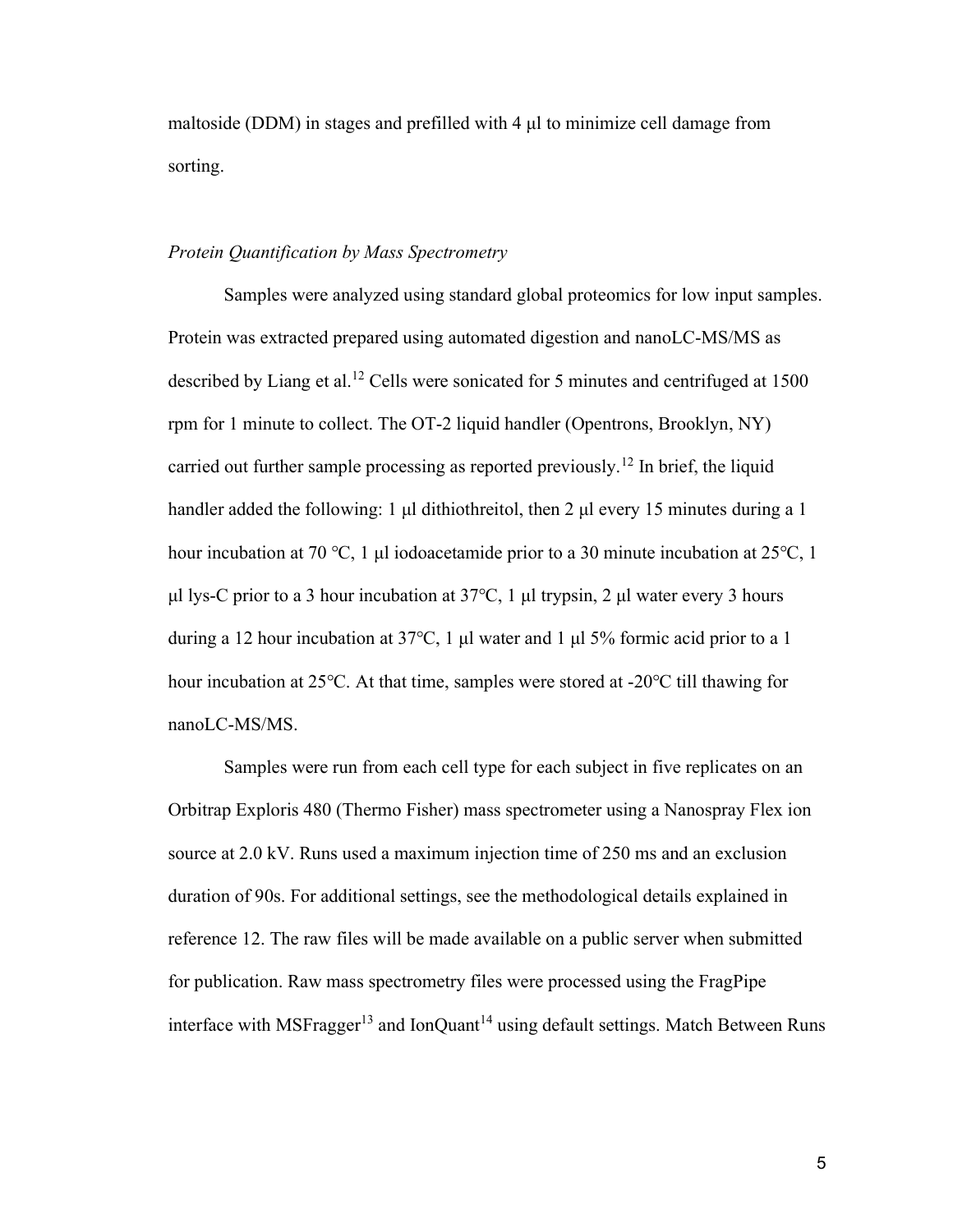maltoside (DDM) in stages and prefilled with 4 µl to minimize cell damage from sorting.

### *Protein Quantification by Mass Spectrometry*

Samples were analyzed using standard global proteomics for low input samples. Protein was extracted prepared using automated digestion and nanoLC-MS/MS as described by Liang et al.[12] Cells were sonicated for 5 minutes and centrifuged at 1500 rpm for 1 minute to collect. The OT-2 liquid handler (Opentrons, Brooklyn, NY) carried out further sample processing as reported previously.[12] In brief, the liquid handler added the following: 1 µl dithiothreitol, then 2 µl every 15 minutes during a 1 hour incubation at 70 °C, 1 µl iodoacetamide prior to a 30 minute incubation at 25°C, 1 µl lys-C prior to a 3 hour incubation at 37°C, 1 µl trypsin, 2 µl water every 3 hours during a 12 hour incubation at 37°C, 1 µl water and 1 µl 5% formic acid prior to a 1 hour incubation at 25°C. At that time, samples were stored at -20°C till thawing for nanoLC-MS/MS.

Samples were run from each cell type for each subject in five replicates on an Orbitrap Exploris 480 (Thermo Fisher) mass spectrometer using a Nanospray Flex ion source at 2.0 kV. Runs used a maximum injection time of 250 ms and an exclusion duration of 90s. For additional settings, see the methodological details explained in reference 12. The raw files will be made available on a public server when submitted for publication. Raw mass spectrometry files were processed using the FragPipe interface with MSFragger[13] and IonQuant[14] using default settings. Match Between Runs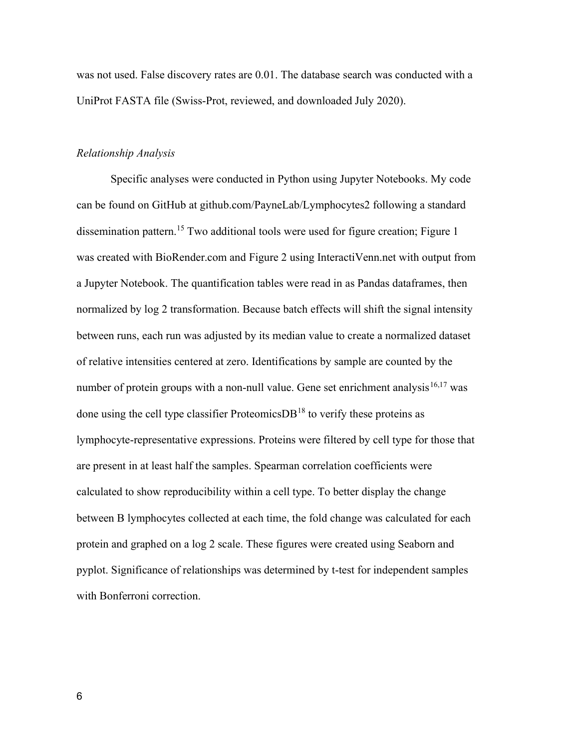was not used. False discovery rates are 0.01. The database search was conducted with a UniProt FASTA file (Swiss-Prot, reviewed, and downloaded July 2020).

*Relationship Analysis*

Specific analyses were conducted in Python using Jupyter Notebooks. My code can be found on GitHub at github.com/PayneLab/Lymphocytes2 following a standard dissemination pattern.[15] Two additional tools were used for figure creation; Figure 1 was created with BioRender.com and Figure 2 using InteractiVenn.net with output from a Jupyter Notebook. The quantification tables were read in as Pandas dataframes, then normalized by log 2 transformation. Because batch effects will shift the signal intensity between runs, each run was adjusted by its median value to create a normalized dataset of relative intensities centered at zero. Identifications by sample are counted by the number of protein groups with a non-null value. Gene set enrichment analysis[16,17] was done using the cell type classifier ProteomicsDB[18] to verify these proteins as lymphocyte-representative expressions. Proteins were filtered by cell type for those that are present in at least half the samples. Spearman correlation coefficients were calculated to show reproducibility within a cell type. To better display the change between B lymphocytes collected at each time, the fold change was calculated for each protein and graphed on a log 2 scale. These figures were created using Seaborn and pyplot. Significance of relationships was determined by t-test for independent samples with Bonferroni correction.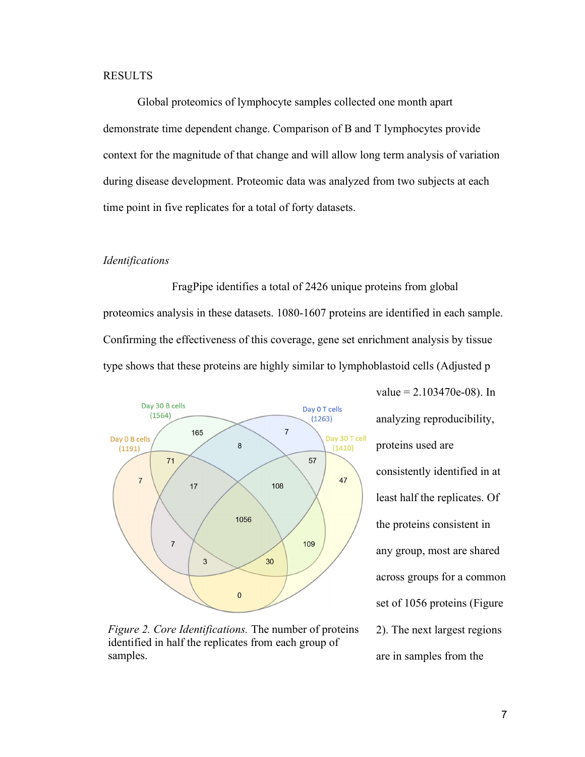RESULTS

Global proteomics of lymphocyte samples collected one month apart demonstrate time dependent change. Comparison of B and T lymphocytes provide context for the magnitude of that change and will allow long term analysis of variation during disease development. Proteomic data was analyzed from two subjects at each time point in five replicates for a total of forty datasets.

*Identifications*

FragPipe identifies a total of 2426 unique proteins from global proteomics analysis in these datasets. 1080-1607 proteins are identified in each sample. Confirming the effectiveness of this coverage, gene set enrichment analysis by tissue type shows that these proteins are highly similar to lymphoblastoid cells (Adjusted p value = 2.103470e-08). In analyzing reproducibility, proteins used are consistently identified in at least half the replicates. Of the proteins consistent in any group, most are shared across groups for a common set of 1056 proteins (Figure 2). The next largest regions are in samples from the

*Figure 2. Core Identifications.* The number of proteins identified in half the replicates from each group of samples.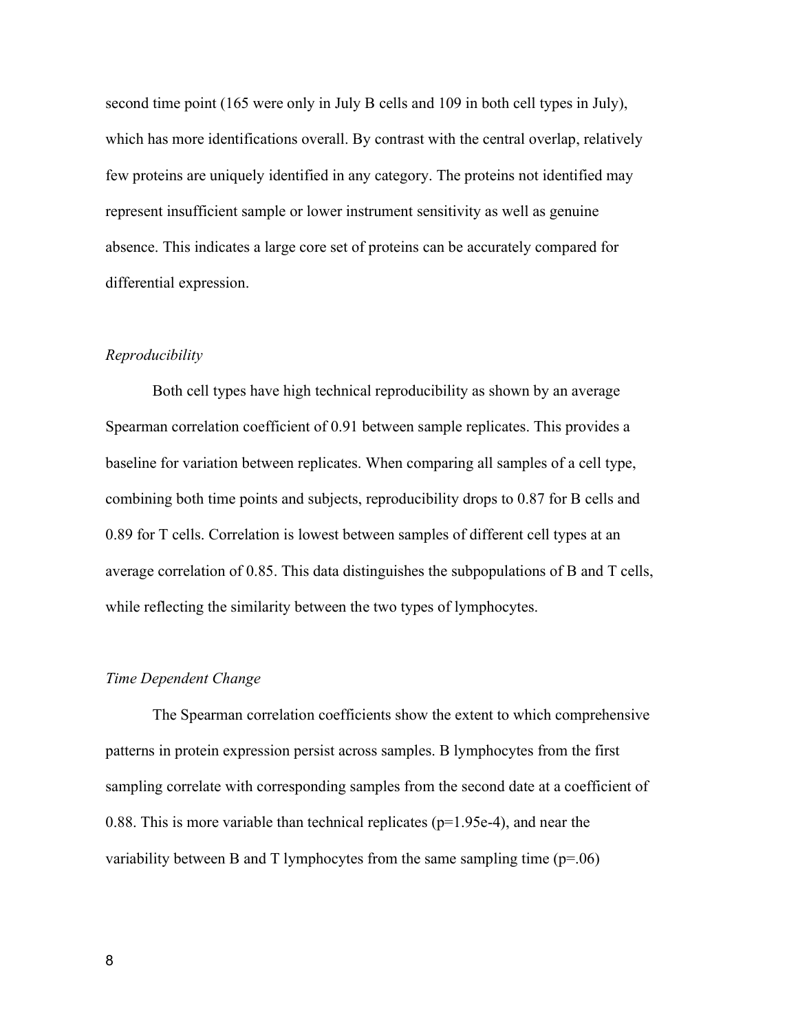second time point (165 were only in July B cells and 109 in both cell types in July), which has more identifications overall. By contrast with the central overlap, relatively few proteins are uniquely identified in any category. The proteins not identified may represent insufficient sample or lower instrument sensitivity as well as genuine absence. This indicates a large core set of proteins can be accurately compared for differential expression.

### *Reproducibility*

Both cell types have high technical reproducibility as shown by an average Spearman correlation coefficient of 0.91 between sample replicates. This provides a baseline for variation between replicates. When comparing all samples of a cell type, combining both time points and subjects, reproducibility drops to 0.87 for B cells and 0.89 for T cells. Correlation is lowest between samples of different cell types at an average correlation of 0.85. This data distinguishes the subpopulations of B and T cells, while reflecting the similarity between the two types of lymphocytes.

### *Time Dependent Change*

The Spearman correlation coefficients show the extent to which comprehensive patterns in protein expression persist across samples. B lymphocytes from the first sampling correlate with corresponding samples from the second date at a coefficient of 0.88. This is more variable than technical replicates ($p=1.95e-4$), and near the variability between B and T lymphocytes from the same sampling time ($p=.06$)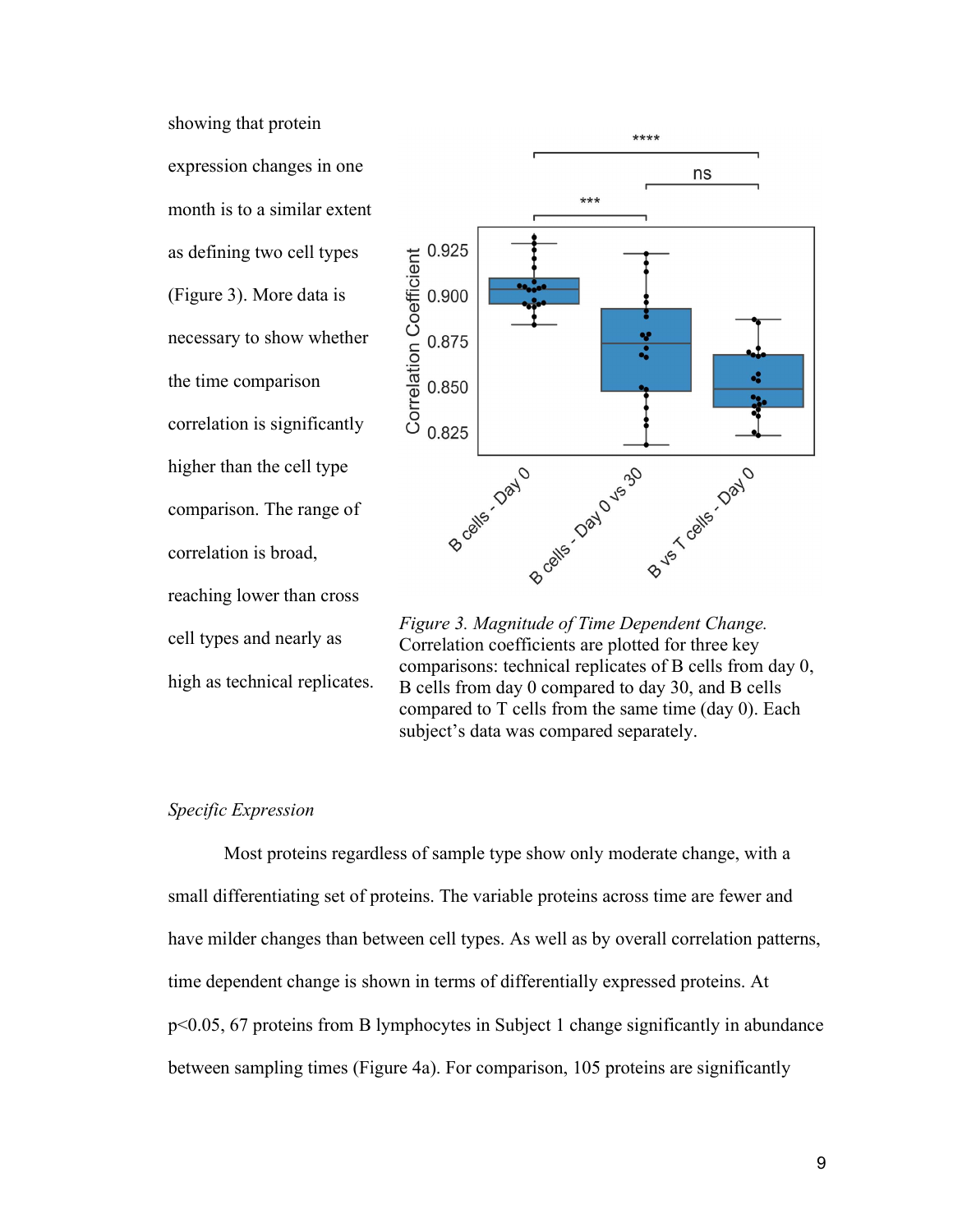showing that protein expression changes in one month is to a similar extent as defining two cell types (Figure 3). More data is necessary to show whether the time comparison correlation is significantly higher than the cell type comparison. The range of correlation is broad, reaching lower than cross cell types and nearly as high as technical replicates.

*Figure 3. Magnitude of Time Dependent Change.* Correlation coefficients are plotted for three key comparisons: technical replicates of B cells from day 0, B cells from day 0 compared to day 30, and B cells compared to T cells from the same time (day 0). Each subject's data was compared separately.

*Specific Expression*

Most proteins regardless of sample type show only moderate change, with a small differentiating set of proteins. The variable proteins across time are fewer and have milder changes than between cell types. As well as by overall correlation patterns, time dependent change is shown in terms of differentially expressed proteins. At $p<0.05$, 67 proteins from B lymphocytes in Subject 1 change significantly in abundance between sampling times (Figure 4a). For comparison, 105 proteins are significantly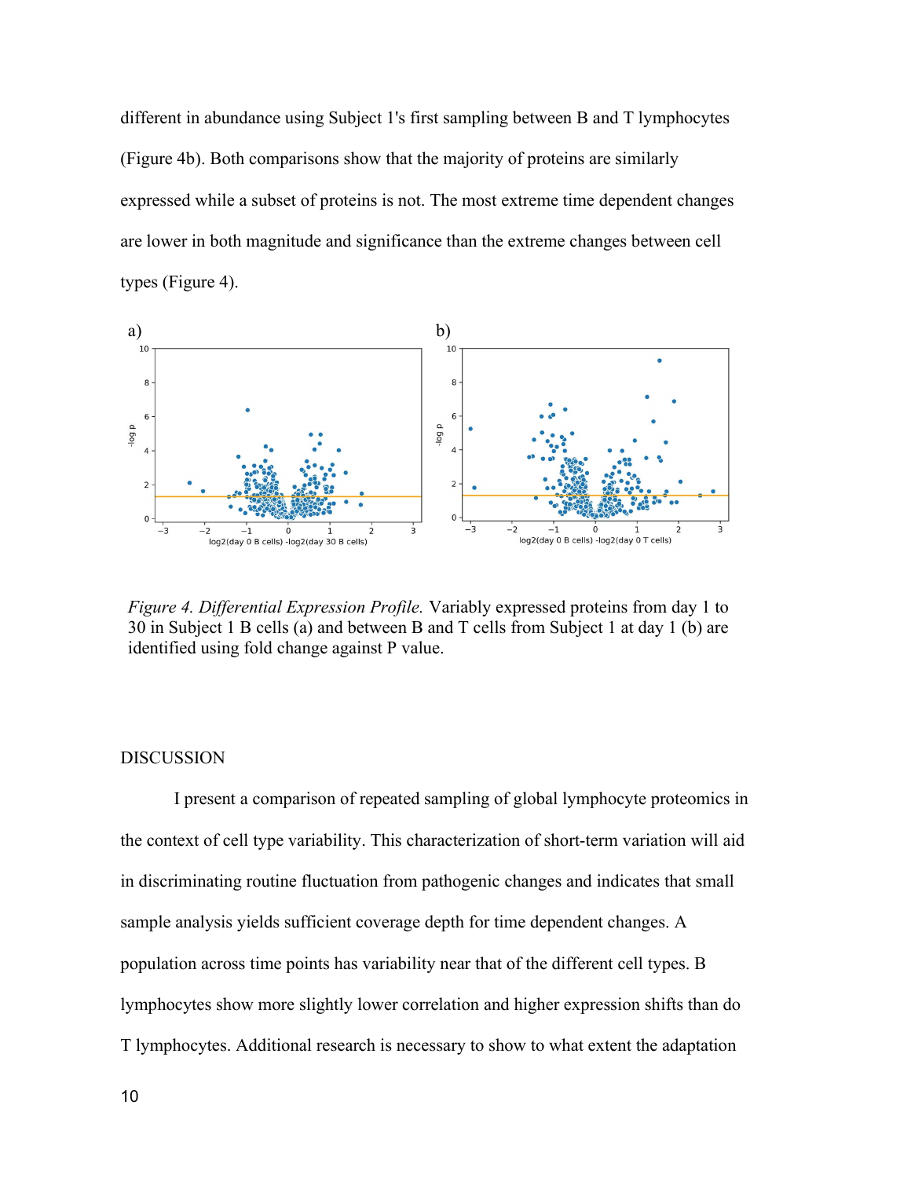different in abundance using Subject 1's first sampling between B and T lymphocytes (Figure 4b). Both comparisons show that the majority of proteins are similarly expressed while a subset of proteins is not. The most extreme time dependent changes are lower in both magnitude and significance than the extreme changes between cell types (Figure 4).

*Figure 4. Differential Expression Profile.* Variably expressed proteins from day 1 to 30 in Subject 1 B cells (a) and between B and T cells from Subject 1 at day 1 (b) are identified using fold change against P value.

DISCUSSION

I present a comparison of repeated sampling of global lymphocyte proteomics in the context of cell type variability. This characterization of short-term variation will aid in discriminating routine fluctuation from pathogenic changes and indicates that small sample analysis yields sufficient coverage depth for time dependent changes. A population across time points has variability near that of the different cell types. B lymphocytes show more slightly lower correlation and higher expression shifts than do T lymphocytes. Additional research is necessary to show to what extent the adaptation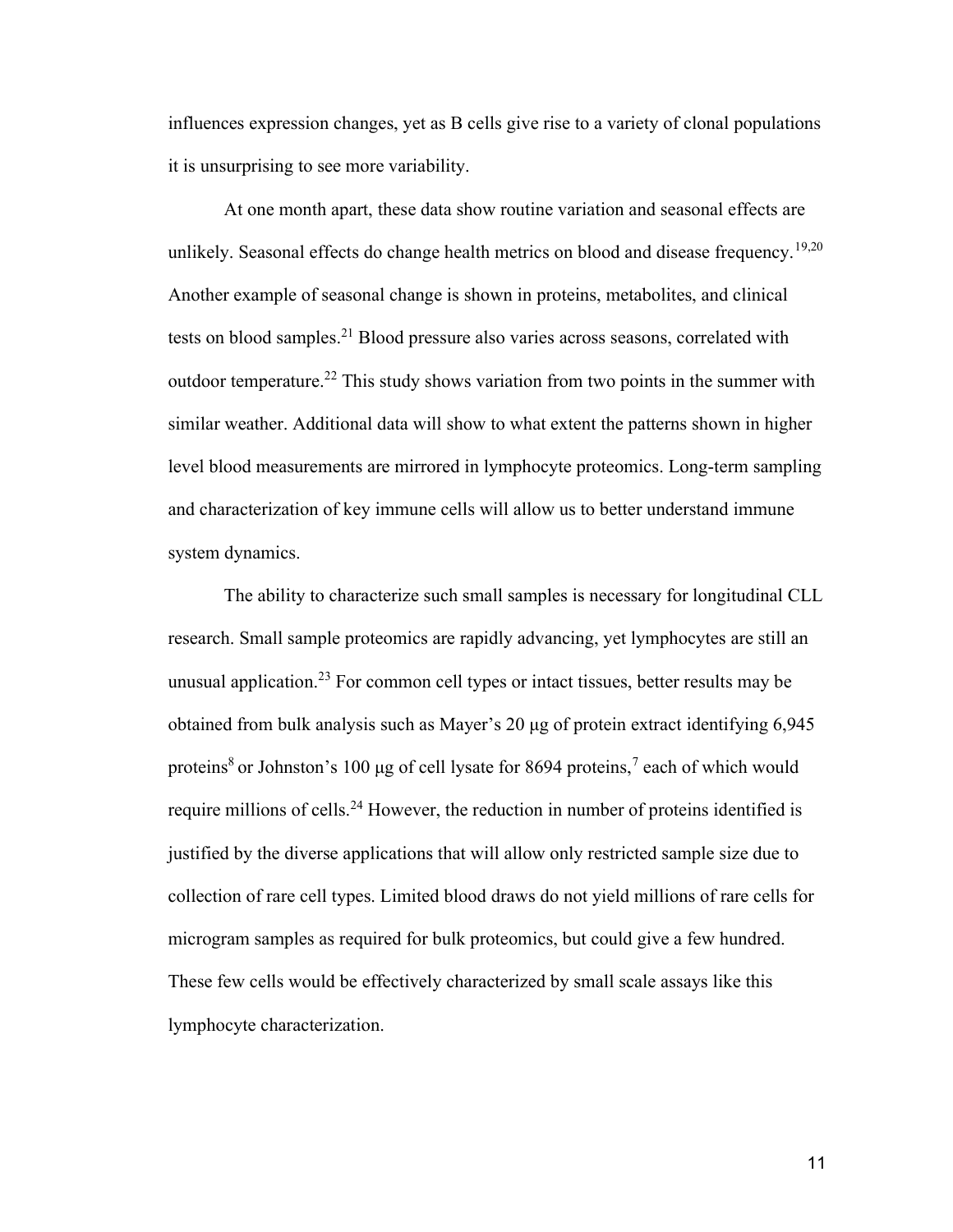influences expression changes, yet as B cells give rise to a variety of clonal populations it is unsurprising to see more variability.

At one month apart, these data show routine variation and seasonal effects are unlikely. Seasonal effects do change health metrics on blood and disease frequency.[19,20] Another example of seasonal change is shown in proteins, metabolites, and clinical tests on blood samples.[21] Blood pressure also varies across seasons, correlated with outdoor temperature.[22] This study shows variation from two points in the summer with similar weather. Additional data will show to what extent the patterns shown in higher level blood measurements are mirrored in lymphocyte proteomics. Long-term sampling and characterization of key immune cells will allow us to better understand immune system dynamics.

The ability to characterize such small samples is necessary for longitudinal CLL research. Small sample proteomics are rapidly advancing, yet lymphocytes are still an unusual application.[23] For common cell types or intact tissues, better results may be obtained from bulk analysis such as Mayer's 20 µg of protein extract identifying 6,945 proteins[8] or Johnston's 100 µg of cell lysate for 8694 proteins,[7] each of which would require millions of cells.[24] However, the reduction in number of proteins identified is justified by the diverse applications that will allow only restricted sample size due to collection of rare cell types. Limited blood draws do not yield millions of rare cells for microgram samples as required for bulk proteomics, but could give a few hundred. These few cells would be effectively characterized by small scale assays like this lymphocyte characterization.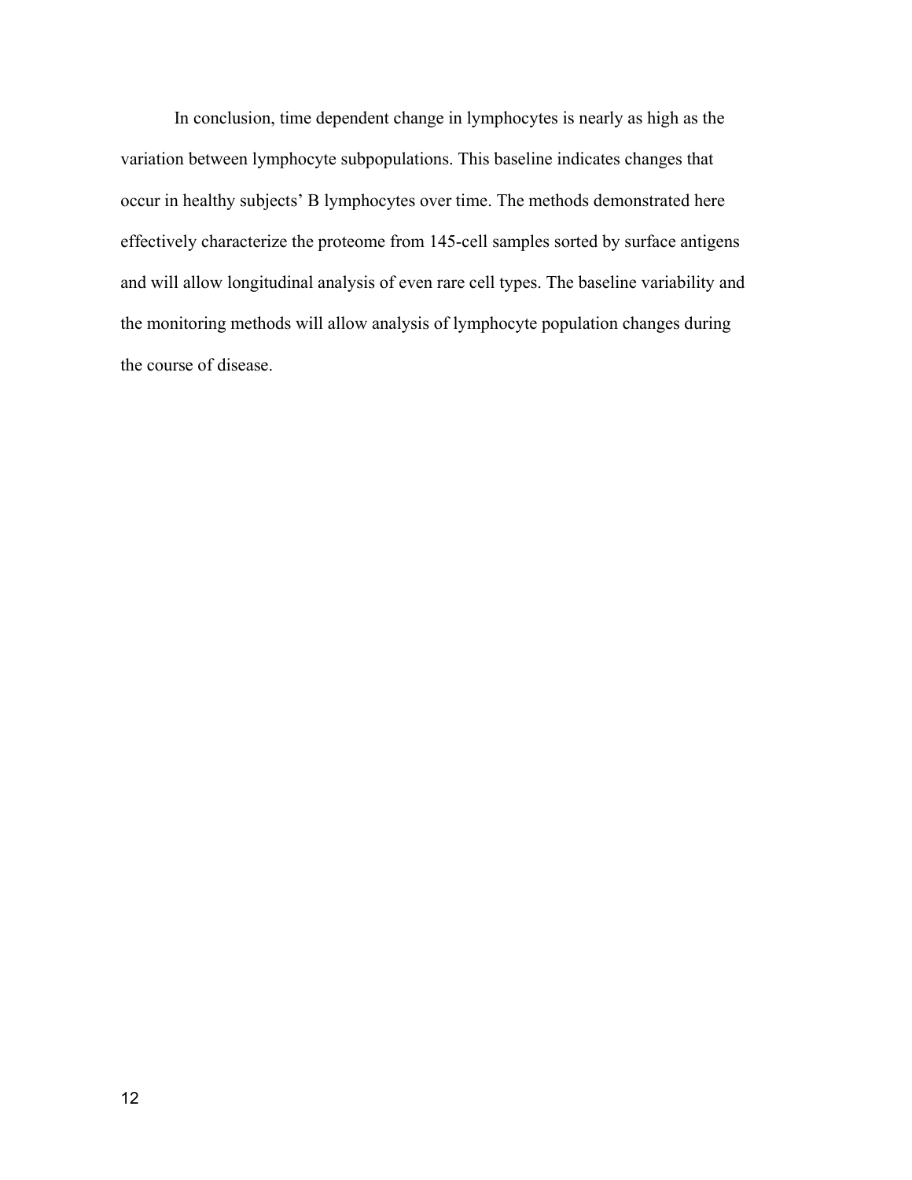In conclusion, time dependent change in lymphocytes is nearly as high as the variation between lymphocyte subpopulations. This baseline indicates changes that occur in healthy subjects' B lymphocytes over time. The methods demonstrated here effectively characterize the proteome from 145-cell samples sorted by surface antigens and will allow longitudinal analysis of even rare cell types. The baseline variability and the monitoring methods will allow analysis of lymphocyte population changes during the course of disease.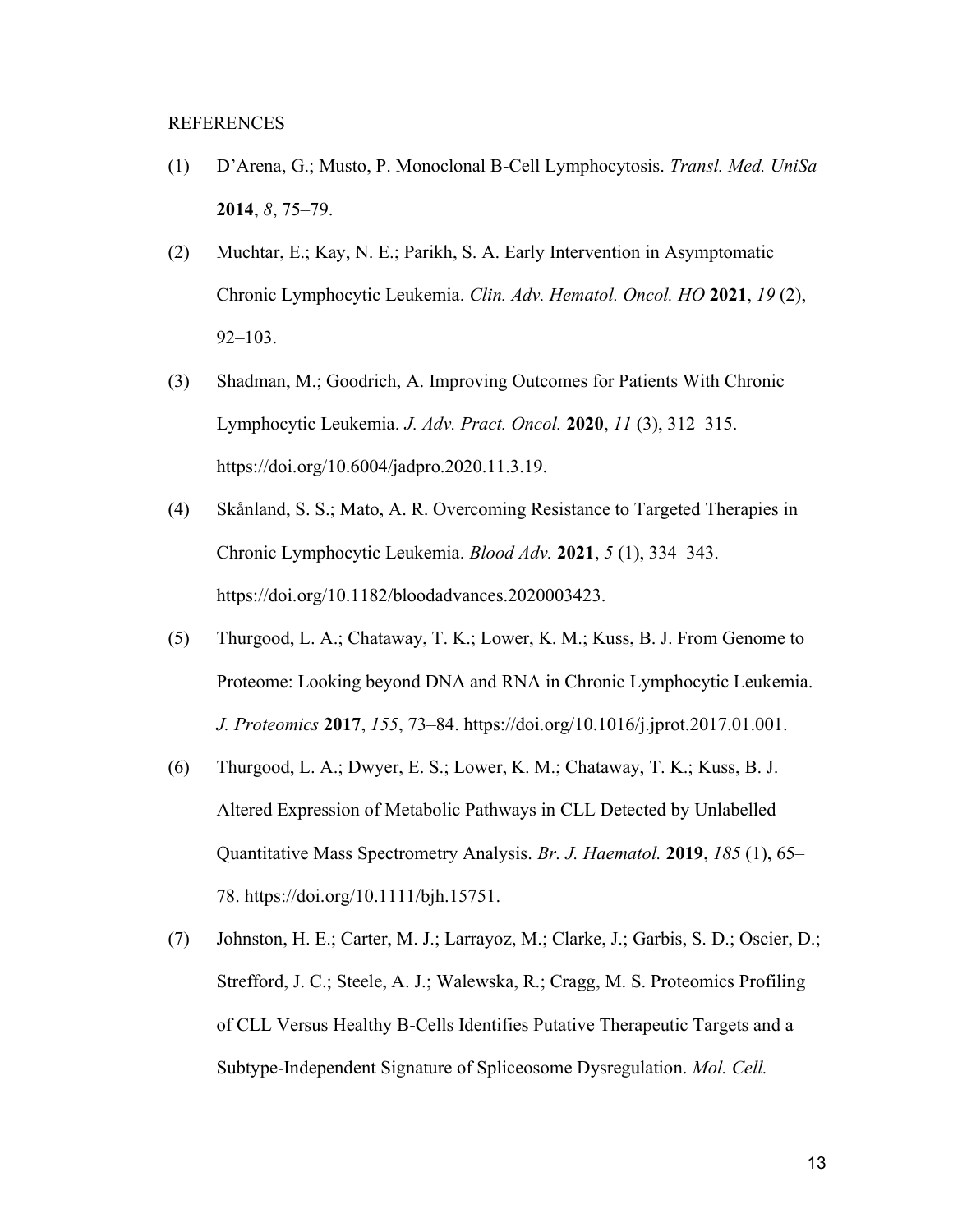REFERENCES

(1) D'Arena, G.; Musto, P. Monoclonal B-Cell Lymphocytosis. *Transl. Med. UniSa* **2014**, *8*, 75–79.

(2) Muchtar, E.; Kay, N. E.; Parikh, S. A. Early Intervention in Asymptomatic Chronic Lymphocytic Leukemia. *Clin. Adv. Hematol. Oncol. HO* **2021**, *19* (2), 92–103.

(3) Shadman, M.; Goodrich, A. Improving Outcomes for Patients With Chronic Lymphocytic Leukemia. *J. Adv. Pract. Oncol.* **2020**, *11* (3), 312–315. https://doi.org/10.6004/jadpro.2020.11.3.19.

(4) Skånland, S. S.; Mato, A. R. Overcoming Resistance to Targeted Therapies in Chronic Lymphocytic Leukemia. *Blood Adv.* **2021**, *5* (1), 334–343. https://doi.org/10.1182/bloodadvances.2020003423.

(5) Thurgood, L. A.; Chataway, T. K.; Lower, K. M.; Kuss, B. J. From Genome to Proteome: Looking beyond DNA and RNA in Chronic Lymphocytic Leukemia. *J. Proteomics* **2017**, *155*, 73–84. https://doi.org/10.1016/j.jprot.2017.01.001.

(6) Thurgood, L. A.; Dwyer, E. S.; Lower, K. M.; Chataway, T. K.; Kuss, B. J. Altered Expression of Metabolic Pathways in CLL Detected by Unlabelled Quantitative Mass Spectrometry Analysis. *Br. J. Haematol.* **2019**, *185* (1), 65–78. https://doi.org/10.1111/bjh.15751.

(7) Johnston, H. E.; Carter, M. J.; Larrayoz, M.; Clarke, J.; Garbis, S. D.; Oscier, D.; Strefford, J. C.; Steele, A. J.; Walewska, R.; Cragg, M. S. Proteomics Profiling of CLL Versus Healthy B-Cells Identifies Putative Therapeutic Targets and a Subtype-Independent Signature of Spliceosome Dysregulation. *Mol. Cell.*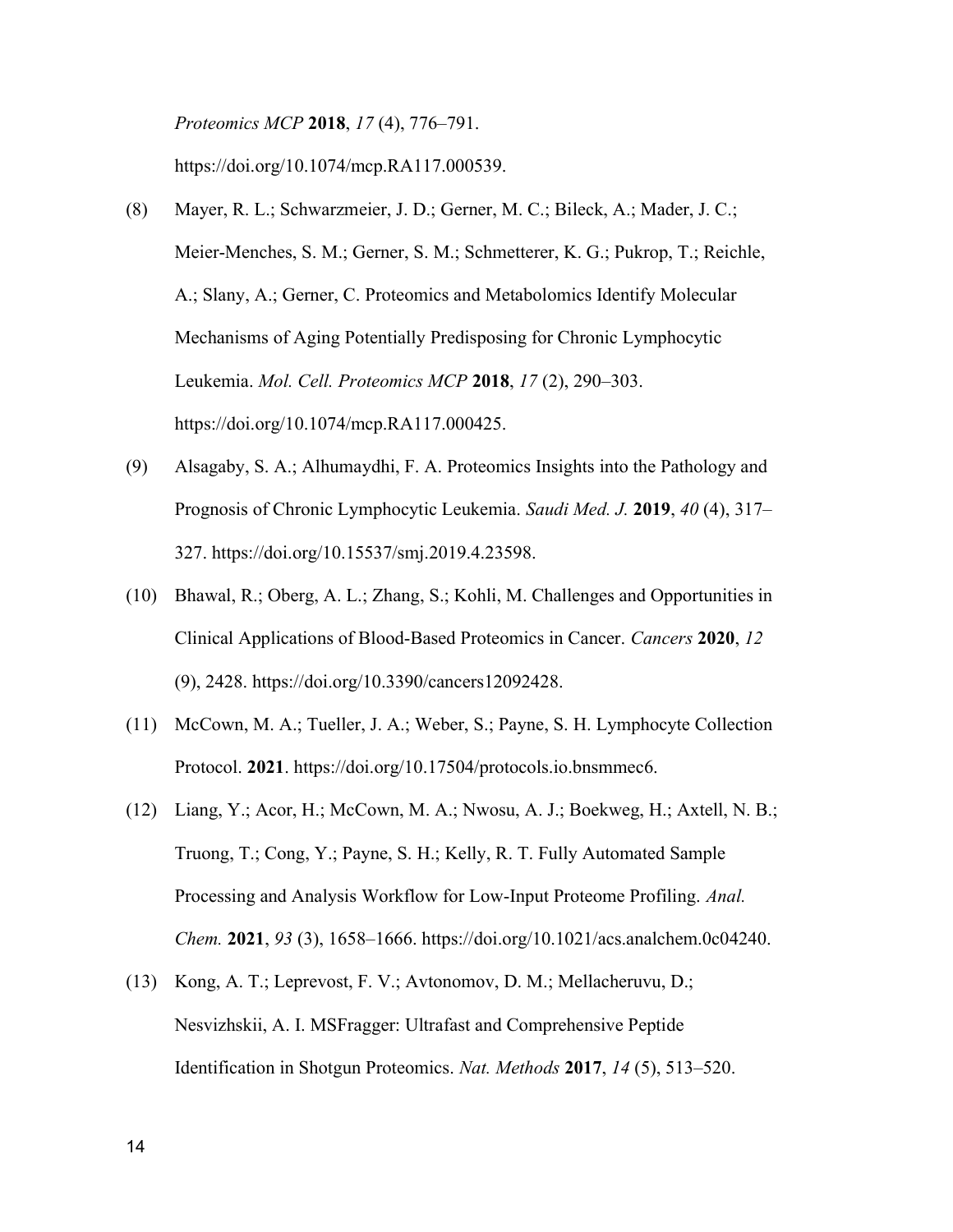*Proteomics MCP* **2018**, *17* (4), 776–791. https://doi.org/10.1074/mcp.RA117.000539.

(8) Mayer, R. L.; Schwarzmeier, J. D.; Gerner, M. C.; Bileck, A.; Mader, J. C.; Meier-Menches, S. M.; Gerner, S. M.; Schmetterer, K. G.; Pukrop, T.; Reichle, A.; Slany, A.; Gerner, C. Proteomics and Metabolomics Identify Molecular Mechanisms of Aging Potentially Predisposing for Chronic Lymphocytic Leukemia. *Mol. Cell. Proteomics MCP* **2018**, *17* (2), 290–303. https://doi.org/10.1074/mcp.RA117.000425.

(9) Alsagaby, S. A.; Alhumaydhi, F. A. Proteomics Insights into the Pathology and Prognosis of Chronic Lymphocytic Leukemia. *Saudi Med. J.* **2019**, *40* (4), 317–327. https://doi.org/10.15537/smj.2019.4.23598.

(10) Bhawal, R.; Oberg, A. L.; Zhang, S.; Kohli, M. Challenges and Opportunities in Clinical Applications of Blood-Based Proteomics in Cancer. *Cancers* **2020**, *12* (9), 2428. https://doi.org/10.3390/cancers12092428.

(11) McCown, M. A.; Tueller, J. A.; Weber, S.; Payne, S. H. Lymphocyte Collection Protocol. **2021**. https://doi.org/10.17504/protocols.io.bnsmmec6.

(12) Liang, Y.; Acor, H.; McCown, M. A.; Nwosu, A. J.; Boekweg, H.; Axtell, N. B.; Truong, T.; Cong, Y.; Payne, S. H.; Kelly, R. T. Fully Automated Sample Processing and Analysis Workflow for Low-Input Proteome Profiling. *Anal. Chem.* **2021**, *93* (3), 1658–1666. https://doi.org/10.1021/acs.analchem.0c04240.

(13) Kong, A. T.; Leprevost, F. V.; Avtonomov, D. M.; Mellacheruvu, D.; Nesvizhskii, A. I. MSFragger: Ultrafast and Comprehensive Peptide Identification in Shotgun Proteomics. *Nat. Methods* **2017**, *14* (5), 513–520.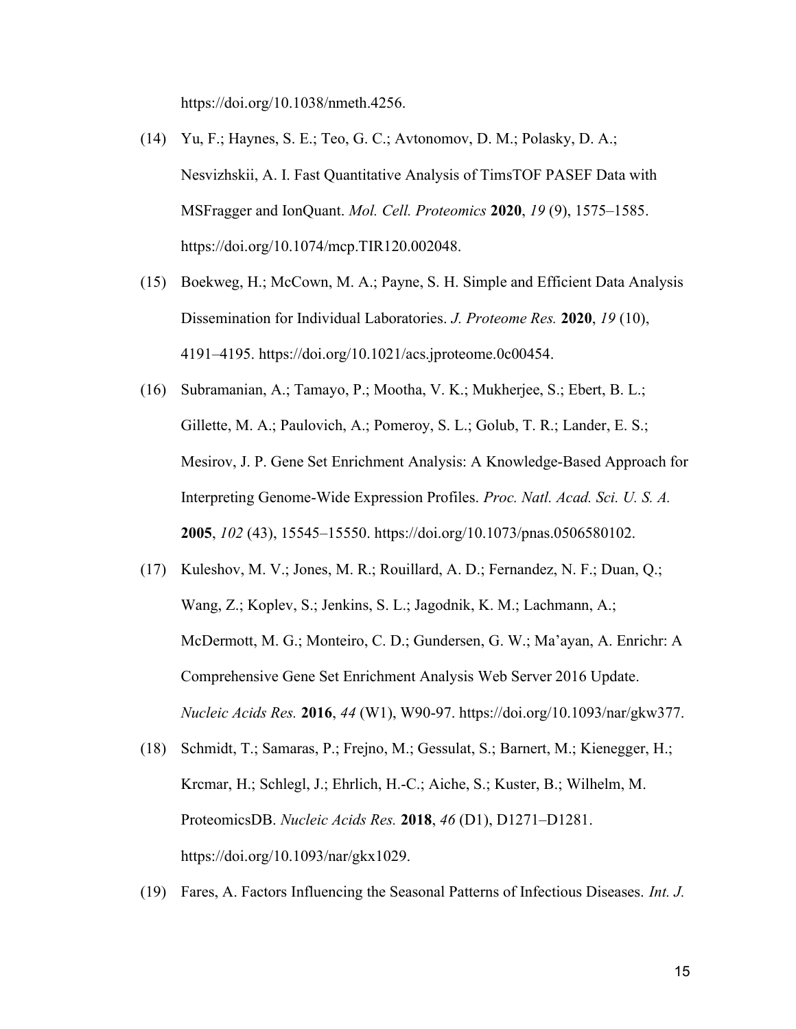https://doi.org/10.1038/nmeth.4256.

(14) Yu, F.; Haynes, S. E.; Teo, G. C.; Avtonomov, D. M.; Polasky, D. A.; Nesvizhskii, A. I. Fast Quantitative Analysis of TimsTOF PASEF Data with MSFragger and IonQuant. *Mol. Cell. Proteomics* **2020**, *19* (9), 1575–1585. https://doi.org/10.1074/mcp.TIR120.002048.

(15) Boekweg, H.; McCown, M. A.; Payne, S. H. Simple and Efficient Data Analysis Dissemination for Individual Laboratories. *J. Proteome Res.* **2020**, *19* (10), 4191–4195. https://doi.org/10.1021/acs.jproteome.0c00454.

(16) Subramanian, A.; Tamayo, P.; Mootha, V. K.; Mukherjee, S.; Ebert, B. L.; Gillette, M. A.; Paulovich, A.; Pomeroy, S. L.; Golub, T. R.; Lander, E. S.; Mesirov, J. P. Gene Set Enrichment Analysis: A Knowledge-Based Approach for Interpreting Genome-Wide Expression Profiles. *Proc. Natl. Acad. Sci. U. S. A.* **2005**, *102* (43), 15545–15550. https://doi.org/10.1073/pnas.0506580102.

(17) Kuleshov, M. V.; Jones, M. R.; Rouillard, A. D.; Fernandez, N. F.; Duan, Q.; Wang, Z.; Koplev, S.; Jenkins, S. L.; Jagodnik, K. M.; Lachmann, A.; McDermott, M. G.; Monteiro, C. D.; Gundersen, G. W.; Ma'ayan, A. Enrichr: A Comprehensive Gene Set Enrichment Analysis Web Server 2016 Update. *Nucleic Acids Res.* **2016**, *44* (W1), W90-97. https://doi.org/10.1093/nar/gkw377.

(18) Schmidt, T.; Samaras, P.; Frejno, M.; Gessulat, S.; Barnert, M.; Kienegger, H.; Krcmar, H.; Schlegl, J.; Ehrlich, H.-C.; Aiche, S.; Kuster, B.; Wilhelm, M. ProteomicsDB. *Nucleic Acids Res.* **2018**, *46* (D1), D1271–D1281. https://doi.org/10.1093/nar/gkx1029.

(19) Fares, A. Factors Influencing the Seasonal Patterns of Infectious Diseases. *Int. J.*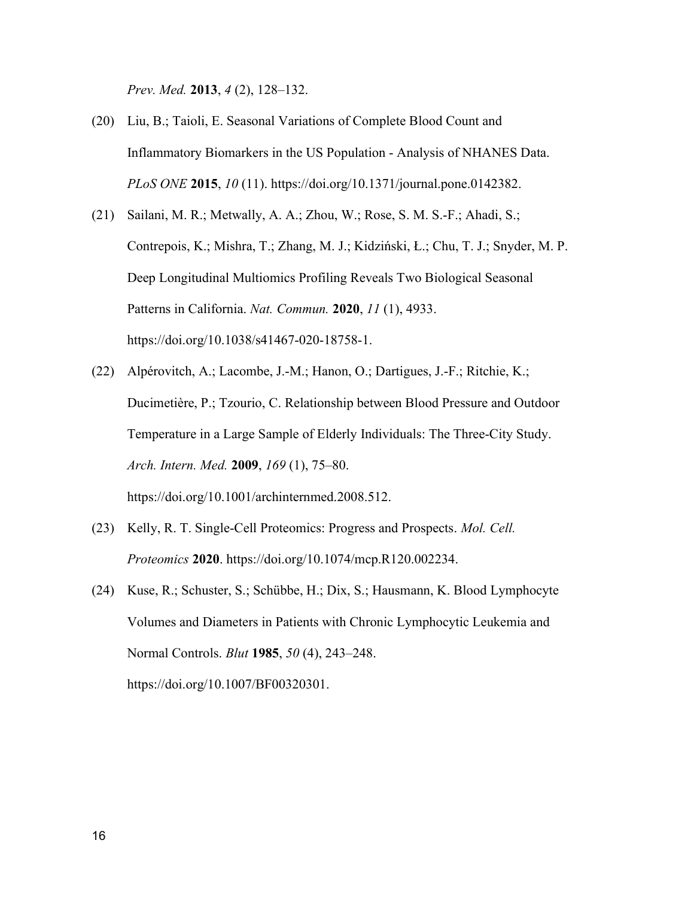*Prev. Med.* **2013**, *4* (2), 128–132.

(20) Liu, B.; Taioli, E. Seasonal Variations of Complete Blood Count and Inflammatory Biomarkers in the US Population - Analysis of NHANES Data. *PLoS ONE* **2015**, *10* (11). https://doi.org/10.1371/journal.pone.0142382.

(21) Sailani, M. R.; Metwally, A. A.; Zhou, W.; Rose, S. M. S.-F.; Ahadi, S.; Contrepois, K.; Mishra, T.; Zhang, M. J.; Kidziński, Ł.; Chu, T. J.; Snyder, M. P. Deep Longitudinal Multiomics Profiling Reveals Two Biological Seasonal Patterns in California. *Nat. Commun.* **2020**, *11* (1), 4933. https://doi.org/10.1038/s41467-020-18758-1.

(22) Alpérovitch, A.; Lacombe, J.-M.; Hanon, O.; Dartigues, J.-F.; Ritchie, K.; Ducimetière, P.; Tzourio, C. Relationship between Blood Pressure and Outdoor Temperature in a Large Sample of Elderly Individuals: The Three-City Study. *Arch. Intern. Med.* **2009**, *169* (1), 75–80. https://doi.org/10.1001/archinternmed.2008.512.

(23) Kelly, R. T. Single-Cell Proteomics: Progress and Prospects. *Mol. Cell. Proteomics* **2020**. https://doi.org/10.1074/mcp.R120.002234.

(24) Kuse, R.; Schuster, S.; Schübbe, H.; Dix, S.; Hausmann, K. Blood Lymphocyte Volumes and Diameters in Patients with Chronic Lymphocytic Leukemia and Normal Controls. *Blut* **1985**, *50* (4), 243–248. https://doi.org/10.1007/BF00320301.